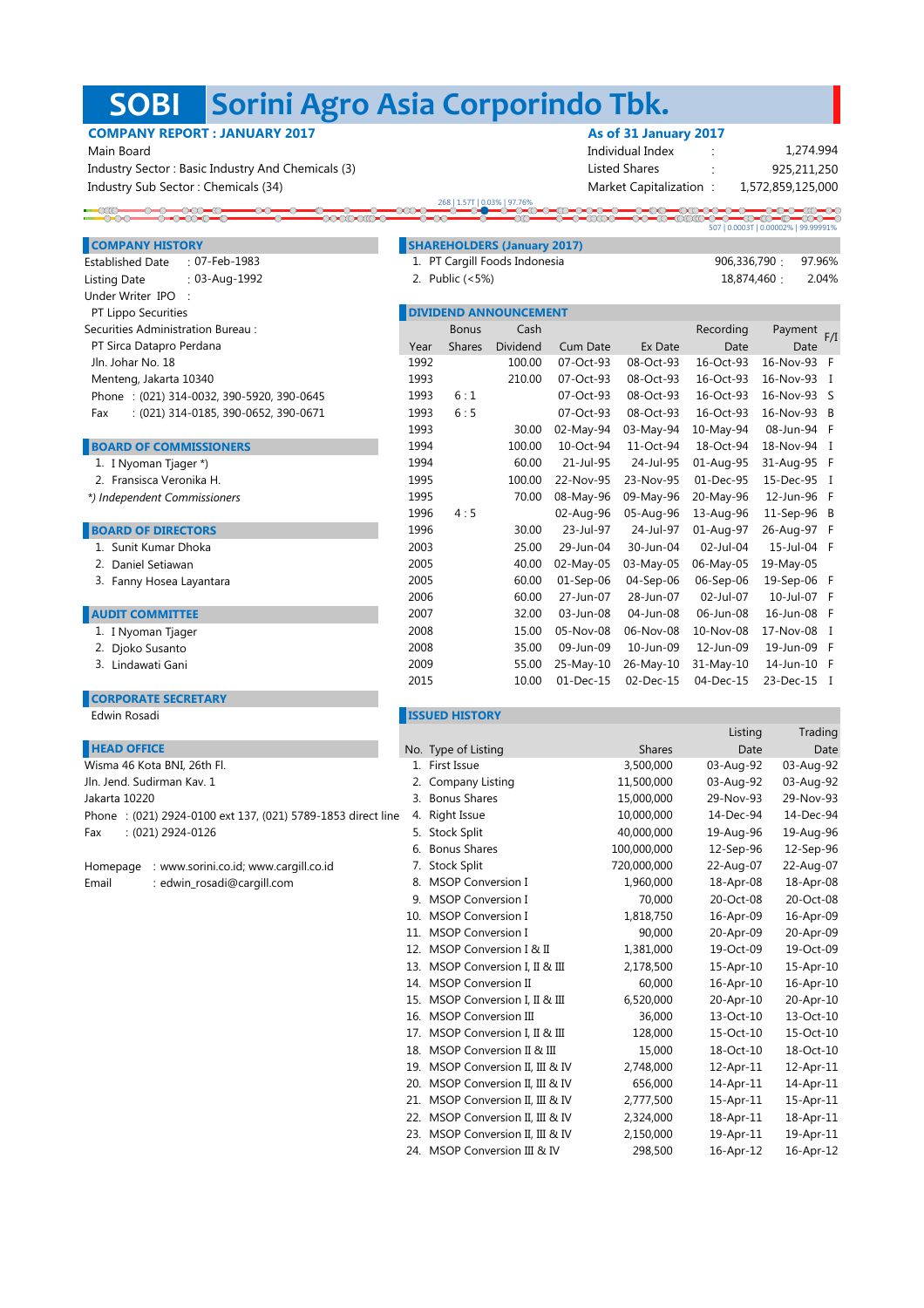# SOBI Sorini Agro Asia Corporindo Tbk.

**COMPANY REPORT : JANUARY 2017**

Main Board

Industry Sector : Basic Industry And Chemicals (3)

Industry Sub Sector : Chemicals (34)

**As of 31 January 2017**

| | | |
|---|---|---|
| Individual Index | : | 1,274.994 |
| Listed Shares | : | 925,211,250 |
| Market Capitalization | : | 1,572,859,125,000 |

268 | 1.57T | 0.03% | 97.76%

507 | 0.0003T | 0.00002% | 99.99991%

## COMPANY HISTORY

Established Date : 07-Feb-1983

Listing Date : 03-Aug-1992

Under Writer IPO :

PT Lippo Securities

Securities Administration Bureau :

PT Sirca Datapro Perdana

Jln. Johar No. 18

Menteng, Jakarta 10340

Phone : (021) 314-0032, 390-5920, 390-0645

Fax : (021) 314-0185, 390-0652, 390-0671

## BOARD OF COMMISSIONERS

1. I Nyoman Tjager *)
2. Fransisca Veronika H.

*) Independent Commissioners*

## BOARD OF DIRECTORS

1. Sunit Kumar Dhoka
2. Daniel Setiawan
3. Fanny Hosea Layantara

## AUDIT COMMITTEE

1. I Nyoman Tjager
2. Djoko Susanto
3. Lindawati Gani

## CORPORATE SECRETARY

Edwin Rosadi

## HEAD OFFICE

Wisma 46 Kota BNI, 26th Fl.

Jln. Jend. Sudirman Kav. 1

Jakarta 10220

Phone : (021) 2924-0100 ext 137, (021) 5789-1853 direct line

Fax : (021) 2924-0126

Homepage : www.sorini.co.id; www.cargill.co.id

Email : edwin_rosadi@cargill.com

## SHAREHOLDERS (January 2017)

| No. | Shareholder | Shares | % |
|---|---|---|---|
| 1. | PT Cargill Foods Indonesia | 906,336,790 | 97.96% |
| 2. | Public (<5%) | 18,874,460 | 2.04% |

## DIVIDEND ANNOUNCEMENT

| Year | Bonus Shares | Cash Dividend | Cum Date | Ex Date | Recording Date | Payment Date | F/I |
|---|---|---|---|---|---|---|---|
| 1992 | | 100.00 | 07-Oct-93 | 08-Oct-93 | 16-Oct-93 | 16-Nov-93 | F |
| 1993 | | 210.00 | 07-Oct-93 | 08-Oct-93 | 16-Oct-93 | 16-Nov-93 | I |
| 1993 | 6 : 1 | | 07-Oct-93 | 08-Oct-93 | 16-Oct-93 | 16-Nov-93 | S |
| 1993 | 6 : 5 | | 07-Oct-93 | 08-Oct-93 | 16-Oct-93 | 16-Nov-93 | B |
| 1993 | | 30.00 | 02-May-94 | 03-May-94 | 10-May-94 | 08-Jun-94 | F |
| 1994 | | 100.00 | 10-Oct-94 | 11-Oct-94 | 18-Oct-94 | 18-Nov-94 | I |
| 1994 | | 60.00 | 21-Jul-95 | 24-Jul-95 | 01-Aug-95 | 31-Aug-95 | F |
| 1995 | | 100.00 | 22-Nov-95 | 23-Nov-95 | 01-Dec-95 | 15-Dec-95 | I |
| 1995 | | 70.00 | 08-May-96 | 09-May-96 | 20-May-96 | 12-Jun-96 | F |
| 1996 | 4 : 5 | | 02-Aug-96 | 05-Aug-96 | 13-Aug-96 | 11-Sep-96 | B |
| 1996 | | 30.00 | 23-Jul-97 | 24-Jul-97 | 01-Aug-97 | 26-Aug-97 | F |
| 2003 | | 25.00 | 29-Jun-04 | 30-Jun-04 | 02-Jul-04 | 15-Jul-04 | F |
| 2005 | | 40.00 | 02-May-05 | 03-May-05 | 06-May-05 | 19-May-05 | |
| 2005 | | 60.00 | 01-Sep-06 | 04-Sep-06 | 06-Sep-06 | 19-Sep-06 | F |
| 2006 | | 60.00 | 27-Jun-07 | 28-Jun-07 | 02-Jul-07 | 10-Jul-07 | F |
| 2007 | | 32.00 | 03-Jun-08 | 04-Jun-08 | 06-Jun-08 | 16-Jun-08 | F |
| 2008 | | 15.00 | 05-Nov-08 | 06-Nov-08 | 10-Nov-08 | 17-Nov-08 | I |
| 2008 | | 35.00 | 09-Jun-09 | 10-Jun-09 | 12-Jun-09 | 19-Jun-09 | F |
| 2009 | | 55.00 | 25-May-10 | 26-May-10 | 31-May-10 | 14-Jun-10 | F |
| 2015 | | 10.00 | 01-Dec-15 | 02-Dec-15 | 04-Dec-15 | 23-Dec-15 | I |

## ISSUED HISTORY

| No. | Type of Listing | Shares | Listing Date | Trading Date |
|---|---|---|---|---|
| 1. | First Issue | 3,500,000 | 03-Aug-92 | 03-Aug-92 |
| 2. | Company Listing | 11,500,000 | 03-Aug-92 | 03-Aug-92 |
| 3. | Bonus Shares | 15,000,000 | 29-Nov-93 | 29-Nov-93 |
| 4. | Right Issue | 10,000,000 | 14-Dec-94 | 14-Dec-94 |
| 5. | Stock Split | 40,000,000 | 19-Aug-96 | 19-Aug-96 |
| 6. | Bonus Shares | 100,000,000 | 12-Sep-96 | 12-Sep-96 |
| 7. | Stock Split | 720,000,000 | 22-Aug-07 | 22-Aug-07 |
| 8. | MSOP Conversion I | 1,960,000 | 18-Apr-08 | 18-Apr-08 |
| 9. | MSOP Conversion I | 70,000 | 20-Oct-08 | 20-Oct-08 |
| 10. | MSOP Conversion I | 1,818,750 | 16-Apr-09 | 16-Apr-09 |
| 11. | MSOP Conversion I | 90,000 | 20-Apr-09 | 20-Apr-09 |
| 12. | MSOP Conversion I & II | 1,381,000 | 19-Oct-09 | 19-Oct-09 |
| 13. | MSOP Conversion I, II & III | 2,178,500 | 15-Apr-10 | 15-Apr-10 |
| 14. | MSOP Conversion II | 60,000 | 16-Apr-10 | 16-Apr-10 |
| 15. | MSOP Conversion I, II & III | 6,520,000 | 20-Apr-10 | 20-Apr-10 |
| 16. | MSOP Conversion III | 36,000 | 13-Oct-10 | 13-Oct-10 |
| 17. | MSOP Conversion I, II & III | 128,000 | 15-Oct-10 | 15-Oct-10 |
| 18. | MSOP Conversion II & III | 15,000 | 18-Oct-10 | 18-Oct-10 |
| 19. | MSOP Conversion II, III & IV | 2,748,000 | 12-Apr-11 | 12-Apr-11 |
| 20. | MSOP Conversion II, III & IV | 656,000 | 14-Apr-11 | 14-Apr-11 |
| 21. | MSOP Conversion II, III & IV | 2,777,500 | 15-Apr-11 | 15-Apr-11 |
| 22. | MSOP Conversion II, III & IV | 2,324,000 | 18-Apr-11 | 18-Apr-11 |
| 23. | MSOP Conversion II, III & IV | 2,150,000 | 19-Apr-11 | 19-Apr-11 |
| 24. | MSOP Conversion III & IV | 298,500 | 16-Apr-12 | 16-Apr-12 |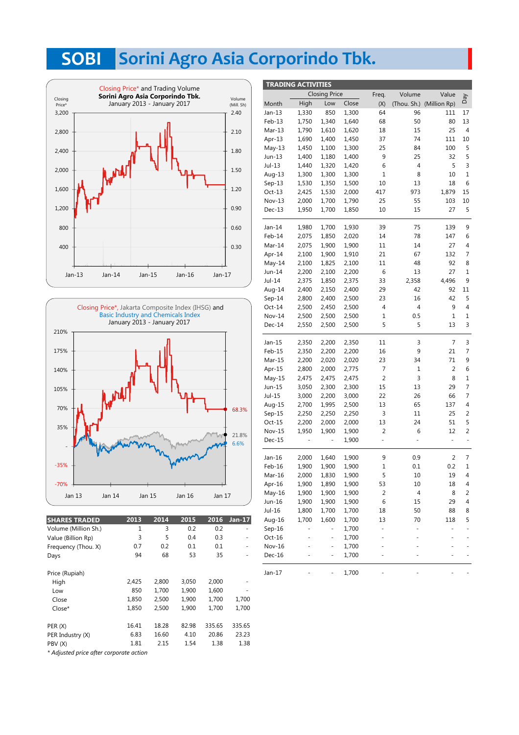# SOBI Sorini Agro Asia Corporindo Tbk.

Closing Price* and Trading Volume
Sorini Agro Asia Corporindo Tbk.
January 2013 - January 2017

Closing Price*, Jakarta Composite Index (IHSG) and Basic Industry and Chemicals Index
January 2013 - January 2017

| SHARES TRADED | 2013 | 2014 | 2015 | 2016 | Jan-17 |
|---|---|---|---|---|---|
| Volume (Million Sh.) | 1 | 3 | 0.2 | 0.2 | - |
| Value (Billion Rp) | 3 | 5 | 0.4 | 0.3 | - |
| Frequency (Thou. X) | 0.7 | 0.2 | 0.1 | 0.1 | - |
| Days | 94 | 68 | 53 | 35 | - |
| | | | | | |
| Price (Rupiah) | | | | | |
| High | 2,425 | 2,800 | 3,050 | 2,000 | - |
| Low | 850 | 1,700 | 1,900 | 1,600 | - |
| Close | 1,850 | 2,500 | 1,900 | 1,700 | 1,700 |
| Close* | 1,850 | 2,500 | 1,900 | 1,700 | 1,700 |
| | | | | | |
| PER (X) | 16.41 | 18.28 | 82.98 | 335.65 | 335.65 |
| PER Industry (X) | 6.83 | 16.60 | 4.10 | 20.86 | 23.23 |
| PBV (X) | 1.81 | 2.15 | 1.54 | 1.38 | 1.38 |

*\* Adjusted price after corporate action*

## TRADING ACTIVITIES

| Month | Closing Price High | Closing Price Low | Closing Price Close | Freq. (X) | Volume (Thou. Sh.) | Value (Million Rp) | Day |
|---|---|---|---|---|---|---|---|
| Jan-13 | 1,330 | 850 | 1,300 | 64 | 96 | 111 | 17 |
| Feb-13 | 1,750 | 1,340 | 1,640 | 68 | 50 | 80 | 13 |
| Mar-13 | 1,790 | 1,610 | 1,620 | 18 | 15 | 25 | 4 |
| Apr-13 | 1,690 | 1,400 | 1,450 | 37 | 74 | 111 | 10 |
| May-13 | 1,450 | 1,100 | 1,300 | 25 | 84 | 100 | 5 |
| Jun-13 | 1,400 | 1,180 | 1,400 | 9 | 25 | 32 | 5 |
| Jul-13 | 1,440 | 1,320 | 1,420 | 6 | 4 | 5 | 3 |
| Aug-13 | 1,300 | 1,300 | 1,300 | 1 | 8 | 10 | 1 |
| Sep-13 | 1,530 | 1,350 | 1,500 | 10 | 13 | 18 | 6 |
| Oct-13 | 2,425 | 1,530 | 2,000 | 417 | 973 | 1,879 | 15 |
| Nov-13 | 2,000 | 1,700 | 1,790 | 25 | 55 | 103 | 10 |
| Dec-13 | 1,950 | 1,700 | 1,850 | 10 | 15 | 27 | 5 |
| | | | | | | | |
| Jan-14 | 1,980 | 1,700 | 1,930 | 39 | 75 | 139 | 9 |
| Feb-14 | 2,075 | 1,850 | 2,020 | 14 | 78 | 147 | 6 |
| Mar-14 | 2,075 | 1,900 | 1,900 | 11 | 14 | 27 | 4 |
| Apr-14 | 2,100 | 1,900 | 1,910 | 21 | 67 | 132 | 7 |
| May-14 | 2,100 | 1,825 | 2,100 | 11 | 48 | 92 | 8 |
| Jun-14 | 2,200 | 2,100 | 2,200 | 6 | 13 | 27 | 1 |
| Jul-14 | 2,375 | 1,850 | 2,375 | 33 | 2,358 | 4,496 | 9 |
| Aug-14 | 2,400 | 2,150 | 2,400 | 29 | 42 | 92 | 11 |
| Sep-14 | 2,800 | 2,400 | 2,500 | 23 | 16 | 42 | 5 |
| Oct-14 | 2,500 | 2,450 | 2,500 | 4 | 4 | 9 | 4 |
| Nov-14 | 2,500 | 2,500 | 2,500 | 1 | 0.5 | 1 | 1 |
| Dec-14 | 2,550 | 2,500 | 2,500 | 5 | 5 | 13 | 3 |
| | | | | | | | |
| Jan-15 | 2,350 | 2,200 | 2,350 | 11 | 3 | 7 | 3 |
| Feb-15 | 2,350 | 2,200 | 2,200 | 16 | 9 | 21 | 7 |
| Mar-15 | 2,200 | 2,020 | 2,020 | 23 | 34 | 71 | 9 |
| Apr-15 | 2,800 | 2,000 | 2,775 | 7 | 1 | 2 | 6 |
| May-15 | 2,475 | 2,475 | 2,475 | 2 | 3 | 8 | 1 |
| Jun-15 | 3,050 | 2,300 | 2,300 | 15 | 13 | 29 | 7 |
| Jul-15 | 3,000 | 2,200 | 3,000 | 22 | 26 | 66 | 7 |
| Aug-15 | 2,700 | 1,995 | 2,500 | 13 | 65 | 137 | 4 |
| Sep-15 | 2,250 | 2,250 | 2,250 | 3 | 11 | 25 | 2 |
| Oct-15 | 2,200 | 2,000 | 2,000 | 13 | 24 | 51 | 5 |
| Nov-15 | 1,950 | 1,900 | 1,900 | 2 | 6 | 12 | 2 |
| Dec-15 | - | - | 1,900 | - | - | - | - |
| | | | | | | | |
| Jan-16 | 2,000 | 1,640 | 1,900 | 9 | 0.9 | 2 | 7 |
| Feb-16 | 1,900 | 1,900 | 1,900 | 1 | 0.1 | 0.2 | 1 |
| Mar-16 | 2,000 | 1,830 | 1,900 | 5 | 10 | 19 | 4 |
| Apr-16 | 1,900 | 1,890 | 1,900 | 53 | 10 | 18 | 4 |
| May-16 | 1,900 | 1,900 | 1,900 | 2 | 4 | 8 | 2 |
| Jun-16 | 1,900 | 1,900 | 1,900 | 6 | 15 | 29 | 4 |
| Jul-16 | 1,800 | 1,700 | 1,700 | 18 | 50 | 88 | 8 |
| Aug-16 | 1,700 | 1,600 | 1,700 | 13 | 70 | 118 | 5 |
| Sep-16 | - | - | 1,700 | - | - | - | - |
| Oct-16 | - | - | 1,700 | - | - | - | - |
| Nov-16 | - | - | 1,700 | - | - | - | - |
| Dec-16 | - | - | 1,700 | - | - | - | - |
| | | | | | | | |
| Jan-17 | - | - | 1,700 | - | - | - | - |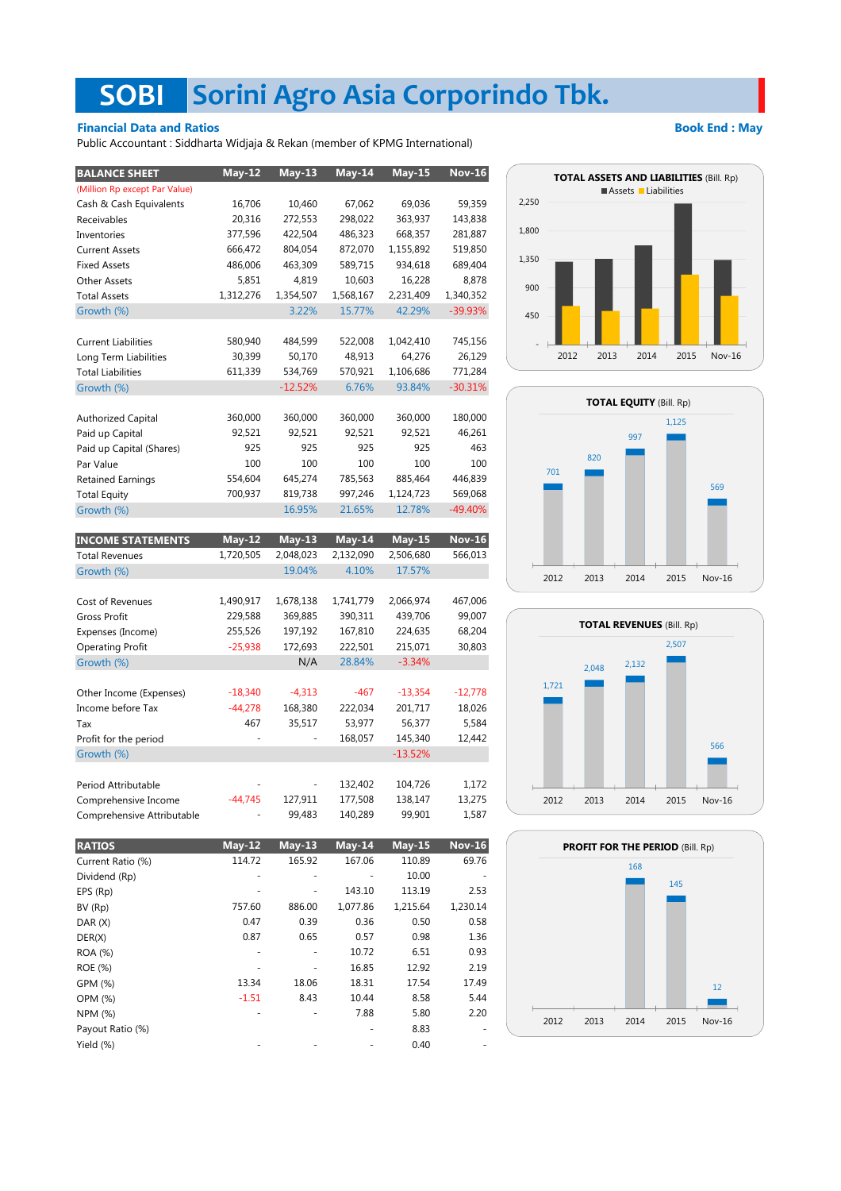# SOBI Sorini Agro Asia Corporindo Tbk.

**Financial Data and Ratios** — **Book End : May**

Public Accountant : Siddharta Widjaja & Rekan (member of KPMG International)

| BALANCE SHEET | May-12 | May-13 | May-14 | May-15 | Nov-16 |
|---|---|---|---|---|---|
| (Million Rp except Par Value) | | | | | |
| Cash & Cash Equivalents | 16,706 | 10,460 | 67,062 | 69,036 | 59,359 |
| Receivables | 20,316 | 272,553 | 298,022 | 363,937 | 143,838 |
| Inventories | 377,596 | 422,504 | 486,323 | 668,357 | 281,887 |
| Current Assets | 666,472 | 804,054 | 872,070 | 1,155,892 | 519,850 |
| Fixed Assets | 486,006 | 463,309 | 589,715 | 934,618 | 689,404 |
| Other Assets | 5,851 | 4,819 | 10,603 | 16,228 | 8,878 |
| Total Assets | 1,312,276 | 1,354,507 | 1,568,167 | 2,231,409 | 1,340,352 |
| Growth (%) | | 3.22% | 15.77% | 42.29% | -39.93% |
| | | | | | |
| Current Liabilities | 580,940 | 484,599 | 522,008 | 1,042,410 | 745,156 |
| Long Term Liabilities | 30,399 | 50,170 | 48,913 | 64,276 | 26,129 |
| Total Liabilities | 611,339 | 534,769 | 570,921 | 1,106,686 | 771,284 |
| Growth (%) | | -12.52% | 6.76% | 93.84% | -30.31% |
| | | | | | |
| Authorized Capital | 360,000 | 360,000 | 360,000 | 360,000 | 180,000 |
| Paid up Capital | 92,521 | 92,521 | 92,521 | 92,521 | 46,261 |
| Paid up Capital (Shares) | 925 | 925 | 925 | 925 | 463 |
| Par Value | 100 | 100 | 100 | 100 | 100 |
| Retained Earnings | 554,604 | 645,274 | 785,563 | 885,464 | 446,839 |
| Total Equity | 700,937 | 819,738 | 997,246 | 1,124,723 | 569,068 |
| Growth (%) | | 16.95% | 21.65% | 12.78% | -49.40% |

| INCOME STATEMENTS | May-12 | May-13 | May-14 | May-15 | Nov-16 |
|---|---|---|---|---|---|
| Total Revenues | 1,720,505 | 2,048,023 | 2,132,090 | 2,506,680 | 566,013 |
| Growth (%) | | 19.04% | 4.10% | 17.57% | |
| | | | | | |
| Cost of Revenues | 1,490,917 | 1,678,138 | 1,741,779 | 2,066,974 | 467,006 |
| Gross Profit | 229,588 | 369,885 | 390,311 | 439,706 | 99,007 |
| Expenses (Income) | 255,526 | 197,192 | 167,810 | 224,635 | 68,204 |
| Operating Profit | -25,938 | 172,693 | 222,501 | 215,071 | 30,803 |
| Growth (%) | | N/A | 28.84% | -3.34% | |
| | | | | | |
| Other Income (Expenses) | -18,340 | -4,313 | -467 | -13,354 | -12,778 |
| Income before Tax | -44,278 | 168,380 | 222,034 | 201,717 | 18,026 |
| Tax | 467 | 35,517 | 53,977 | 56,377 | 5,584 |
| Profit for the period | - | - | 168,057 | 145,340 | 12,442 |
| Growth (%) | | | | -13.52% | |
| | | | | | |
| Period Attributable | - | - | 132,402 | 104,726 | 1,172 |
| Comprehensive Income | -44,745 | 127,911 | 177,508 | 138,147 | 13,275 |
| Comprehensive Attributable | - | 99,483 | 140,289 | 99,901 | 1,587 |

| RATIOS | May-12 | May-13 | May-14 | May-15 | Nov-16 |
|---|---|---|---|---|---|
| Current Ratio (%) | 114.72 | 165.92 | 167.06 | 110.89 | 69.76 |
| Dividend (Rp) | - | - | - | 10.00 | - |
| EPS (Rp) | - | - | 143.10 | 113.19 | 2.53 |
| BV (Rp) | 757.60 | 886.00 | 1,077.86 | 1,215.64 | 1,230.14 |
| DAR (X) | 0.47 | 0.39 | 0.36 | 0.50 | 0.58 |
| DER(X) | 0.87 | 0.65 | 0.57 | 0.98 | 1.36 |
| ROA (%) | - | - | 10.72 | 6.51 | 0.93 |
| ROE (%) | - | - | 16.85 | 12.92 | 2.19 |
| GPM (%) | 13.34 | 18.06 | 18.31 | 17.54 | 17.49 |
| OPM (%) | -1.51 | 8.43 | 10.44 | 8.58 | 5.44 |
| NPM (%) | - | - | 7.88 | 5.80 | 2.20 |
| Payout Ratio (%) | | | - | 8.83 | - |
| Yield (%) | - | - | - | 0.40 | - |

**TOTAL ASSETS AND LIABILITIES** (Bill. Rp)
Assets Liabilities
2,250
1,800
1,350
900
450
-
2012 2013 2014 2015 Nov-16

**TOTAL EQUITY** (Bill. Rp)
701 820 997 1,125 569
2012 2013 2014 2015 Nov-16

**TOTAL REVENUES** (Bill. Rp)
1,721 2,048 2,132 2,507 566
2012 2013 2014 2015 Nov-16

**PROFIT FOR THE PERIOD** (Bill. Rp)
168 145 12
2012 2013 2014 2015 Nov-16